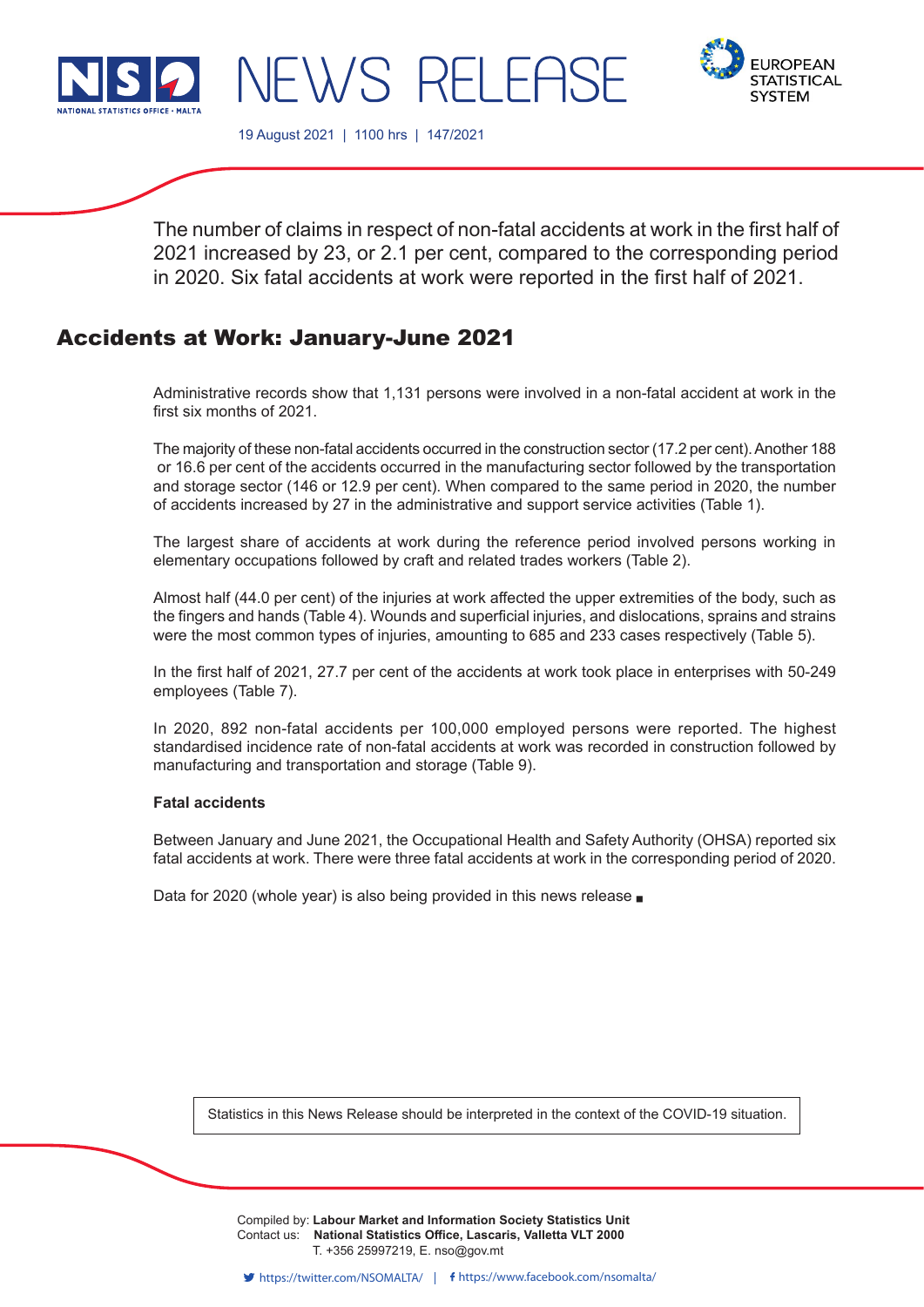NEWS RELEASE

19 August 2021 | 1100 hrs | 147/2021

The number of claims in respect of non-fatal accidents at work in the first half of 2021 increased by 23, or 2.1 per cent, compared to the corresponding period in 2020. Six fatal accidents at work were reported in the first half of 2021.

# Accidents at Work: January-June 2021

Administrative records show that 1,131 persons were involved in a non-fatal accident at work in the first six months of 2021.

The majority of these non-fatal accidents occurred in the construction sector (17.2 per cent). Another 188 or 16.6 per cent of the accidents occurred in the manufacturing sector followed by the transportation and storage sector (146 or 12.9 per cent). When compared to the same period in 2020, the number of accidents increased by 27 in the administrative and support service activities (Table 1).

The largest share of accidents at work during the reference period involved persons working in elementary occupations followed by craft and related trades workers (Table 2).

Almost half (44.0 per cent) of the injuries at work affected the upper extremities of the body, such as the fingers and hands (Table 4). Wounds and superficial injuries, and dislocations, sprains and strains were the most common types of injuries, amounting to 685 and 233 cases respectively (Table 5).

In the first half of 2021, 27.7 per cent of the accidents at work took place in enterprises with 50-249 employees (Table 7).

In 2020, 892 non-fatal accidents per 100,000 employed persons were reported. The highest standardised incidence rate of non-fatal accidents at work was recorded in construction followed by manufacturing and transportation and storage (Table 9).

**Fatal accidents**

Between January and June 2021, the Occupational Health and Safety Authority (OHSA) reported six fatal accidents at work. There were three fatal accidents at work in the corresponding period of 2020.

Data for 2020 (whole year) is also being provided in this news release ■

Statistics in this News Release should be interpreted in the context of the COVID-19 situation.

Compiled by: **Labour Market and Information Society Statistics Unit**
Contact us: **National Statistics Office, Lascaris, Valletta VLT 2000**
T. +356 25997219, E. nso@gov.mt

https://twitter.com/NSOMALTA/ | https://www.facebook.com/nsomalta/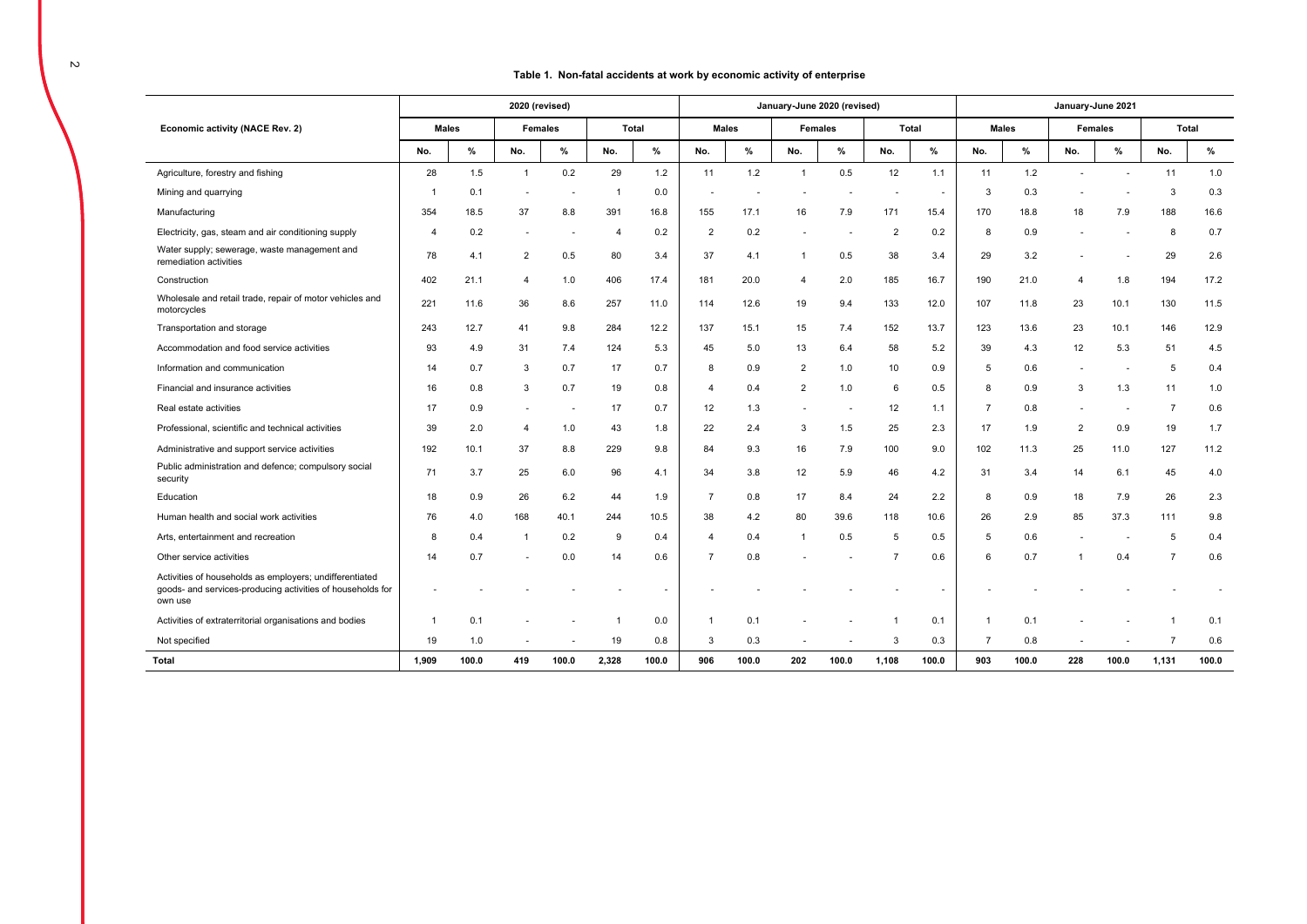**Table 1. Non-fatal accidents at work by economic activity of enterprise**

| Economic activity (NACE Rev. 2) | 2020 (revised) | | | | | | January-June 2020 (revised) | | | | | | January-June 2021 | | | | | |
|---|---|---|---|---|---|---|---|---|---|---|---|---|---|---|---|---|---|---|
| | Males | | Females | | Total | | Males | | Females | | Total | | Males | | Females | | Total | |
| | No. | % | No. | % | No. | % | No. | % | No. | % | No. | % | No. | % | No. | % | No. | % |
| Agriculture, forestry and fishing | 28 | 1.5 | 1 | 0.2 | 29 | 1.2 | 11 | 1.2 | 1 | 0.5 | 12 | 1.1 | 11 | 1.2 | - | - | 11 | 1.0 |
| Mining and quarrying | 1 | 0.1 | - | - | 1 | 0.0 | - | - | - | - | - | - | 3 | 0.3 | - | - | 3 | 0.3 |
| Manufacturing | 354 | 18.5 | 37 | 8.8 | 391 | 16.8 | 155 | 17.1 | 16 | 7.9 | 171 | 15.4 | 170 | 18.8 | 18 | 7.9 | 188 | 16.6 |
| Electricity, gas, steam and air conditioning supply | 4 | 0.2 | - | - | 4 | 0.2 | 2 | 0.2 | - | - | 2 | 0.2 | 8 | 0.9 | - | - | 8 | 0.7 |
| Water supply; sewerage, waste management and remediation activities | 78 | 4.1 | 2 | 0.5 | 80 | 3.4 | 37 | 4.1 | 1 | 0.5 | 38 | 3.4 | 29 | 3.2 | - | - | 29 | 2.6 |
| Construction | 402 | 21.1 | 4 | 1.0 | 406 | 17.4 | 181 | 20.0 | 4 | 2.0 | 185 | 16.7 | 190 | 21.0 | 4 | 1.8 | 194 | 17.2 |
| Wholesale and retail trade, repair of motor vehicles and motorcycles | 221 | 11.6 | 36 | 8.6 | 257 | 11.0 | 114 | 12.6 | 19 | 9.4 | 133 | 12.0 | 107 | 11.8 | 23 | 10.1 | 130 | 11.5 |
| Transportation and storage | 243 | 12.7 | 41 | 9.8 | 284 | 12.2 | 137 | 15.1 | 15 | 7.4 | 152 | 13.7 | 123 | 13.6 | 23 | 10.1 | 146 | 12.9 |
| Accommodation and food service activities | 93 | 4.9 | 31 | 7.4 | 124 | 5.3 | 45 | 5.0 | 13 | 6.4 | 58 | 5.2 | 39 | 4.3 | 12 | 5.3 | 51 | 4.5 |
| Information and communication | 14 | 0.7 | 3 | 0.7 | 17 | 0.7 | 8 | 0.9 | 2 | 1.0 | 10 | 0.9 | 5 | 0.6 | - | - | 5 | 0.4 |
| Financial and insurance activities | 16 | 0.8 | 3 | 0.7 | 19 | 0.8 | 4 | 0.4 | 2 | 1.0 | 6 | 0.5 | 8 | 0.9 | 3 | 1.3 | 11 | 1.0 |
| Real estate activities | 17 | 0.9 | - | - | 17 | 0.7 | 12 | 1.3 | - | - | 12 | 1.1 | 7 | 0.8 | - | - | 7 | 0.6 |
| Professional, scientific and technical activities | 39 | 2.0 | 4 | 1.0 | 43 | 1.8 | 22 | 2.4 | 3 | 1.5 | 25 | 2.3 | 17 | 1.9 | 2 | 0.9 | 19 | 1.7 |
| Administrative and support service activities | 192 | 10.1 | 37 | 8.8 | 229 | 9.8 | 84 | 9.3 | 16 | 7.9 | 100 | 9.0 | 102 | 11.3 | 25 | 11.0 | 127 | 11.2 |
| Public administration and defence; compulsory social security | 71 | 3.7 | 25 | 6.0 | 96 | 4.1 | 34 | 3.8 | 12 | 5.9 | 46 | 4.2 | 31 | 3.4 | 14 | 6.1 | 45 | 4.0 |
| Education | 18 | 0.9 | 26 | 6.2 | 44 | 1.9 | 7 | 0.8 | 17 | 8.4 | 24 | 2.2 | 8 | 0.9 | 18 | 7.9 | 26 | 2.3 |
| Human health and social work activities | 76 | 4.0 | 168 | 40.1 | 244 | 10.5 | 38 | 4.2 | 80 | 39.6 | 118 | 10.6 | 26 | 2.9 | 85 | 37.3 | 111 | 9.8 |
| Arts, entertainment and recreation | 8 | 0.4 | 1 | 0.2 | 9 | 0.4 | 4 | 0.4 | 1 | 0.5 | 5 | 0.5 | 5 | 0.6 | - | - | 5 | 0.4 |
| Other service activities | 14 | 0.7 | - | 0.0 | 14 | 0.6 | 7 | 0.8 | - | - | 7 | 0.6 | 6 | 0.7 | 1 | 0.4 | 7 | 0.6 |
| Activities of households as employers; undifferentiated goods- and services-producing activities of households for own use | - | - | - | - | - | - | - | - | - | - | - | - | - | - | - | - | - | - |
| Activities of extraterritorial organisations and bodies | 1 | 0.1 | - | - | 1 | 0.0 | 1 | 0.1 | - | - | 1 | 0.1 | 1 | 0.1 | - | - | 1 | 0.1 |
| Not specified | 19 | 1.0 | - | - | 19 | 0.8 | 3 | 0.3 | - | - | 3 | 0.3 | 7 | 0.8 | - | - | 7 | 0.6 |
| **Total** | **1,909** | **100.0** | **419** | **100.0** | **2,328** | **100.0** | **906** | **100.0** | **202** | **100.0** | **1,108** | **100.0** | **903** | **100.0** | **228** | **100.0** | **1,131** | **100.0** |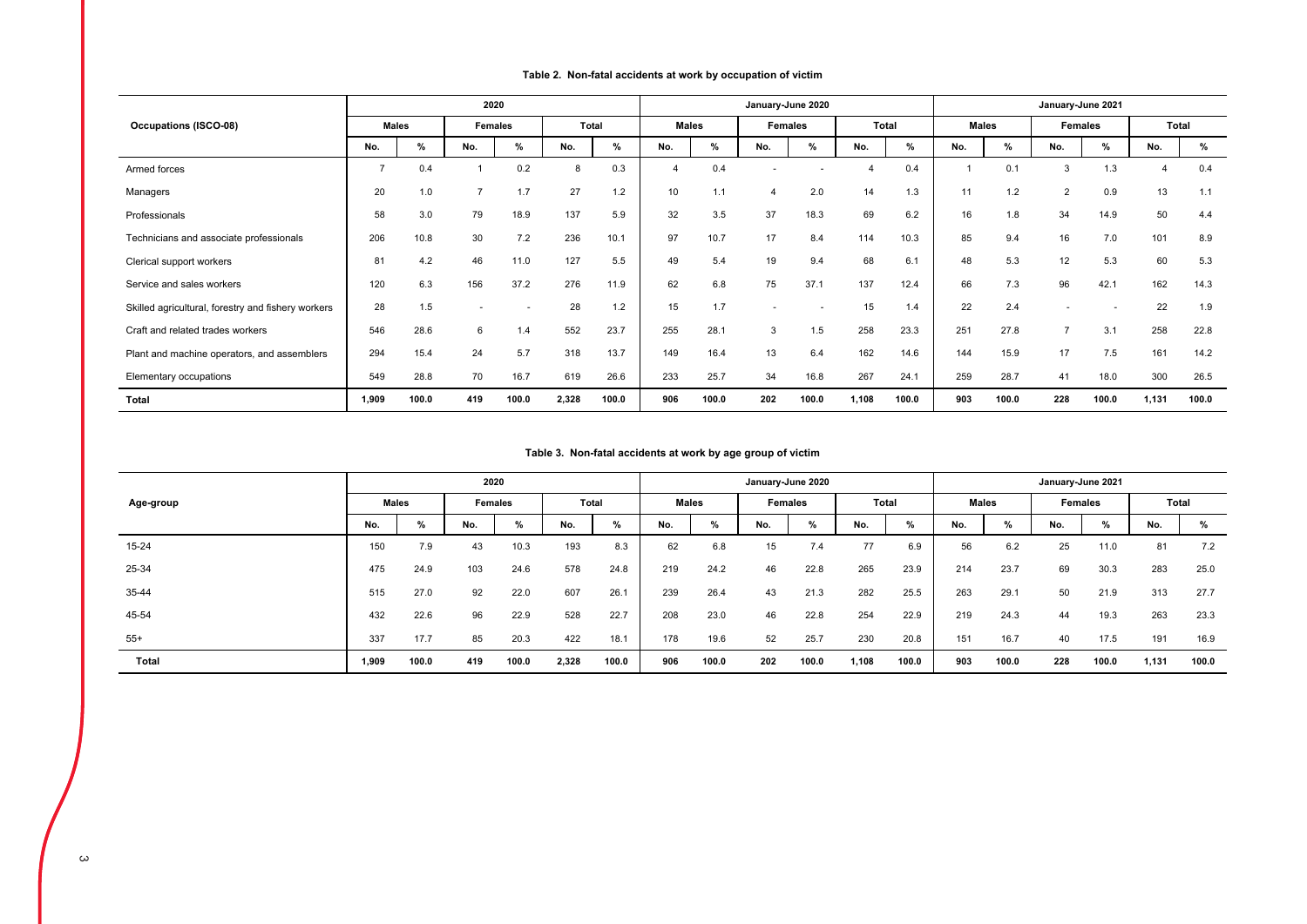**Table 2. Non-fatal accidents at work by occupation of victim**

| Occupations (ISCO-08) | 2020 | | | | | | January-June 2020 | | | | | | January-June 2021 | | | | | |
|---|---|---|---|---|---|---|---|---|---|---|---|---|---|---|---|---|---|---|
| | Males | | Females | | Total | | Males | | Females | | Total | | Males | | Females | | Total | |
| | No. | % | No. | % | No. | % | No. | % | No. | % | No. | % | No. | % | No. | % | No. | % |
| Armed forces | 7 | 0.4 | 1 | 0.2 | 8 | 0.3 | 4 | 0.4 | - | - | 4 | 0.4 | 1 | 0.1 | 3 | 1.3 | 4 | 0.4 |
| Managers | 20 | 1.0 | 7 | 1.7 | 27 | 1.2 | 10 | 1.1 | 4 | 2.0 | 14 | 1.3 | 11 | 1.2 | 2 | 0.9 | 13 | 1.1 |
| Professionals | 58 | 3.0 | 79 | 18.9 | 137 | 5.9 | 32 | 3.5 | 37 | 18.3 | 69 | 6.2 | 16 | 1.8 | 34 | 14.9 | 50 | 4.4 |
| Technicians and associate professionals | 206 | 10.8 | 30 | 7.2 | 236 | 10.1 | 97 | 10.7 | 17 | 8.4 | 114 | 10.3 | 85 | 9.4 | 16 | 7.0 | 101 | 8.9 |
| Clerical support workers | 81 | 4.2 | 46 | 11.0 | 127 | 5.5 | 49 | 5.4 | 19 | 9.4 | 68 | 6.1 | 48 | 5.3 | 12 | 5.3 | 60 | 5.3 |
| Service and sales workers | 120 | 6.3 | 156 | 37.2 | 276 | 11.9 | 62 | 6.8 | 75 | 37.1 | 137 | 12.4 | 66 | 7.3 | 96 | 42.1 | 162 | 14.3 |
| Skilled agricultural, forestry and fishery workers | 28 | 1.5 | - | - | 28 | 1.2 | 15 | 1.7 | - | - | 15 | 1.4 | 22 | 2.4 | - | - | 22 | 1.9 |
| Craft and related trades workers | 546 | 28.6 | 6 | 1.4 | 552 | 23.7 | 255 | 28.1 | 3 | 1.5 | 258 | 23.3 | 251 | 27.8 | 7 | 3.1 | 258 | 22.8 |
| Plant and machine operators, and assemblers | 294 | 15.4 | 24 | 5.7 | 318 | 13.7 | 149 | 16.4 | 13 | 6.4 | 162 | 14.6 | 144 | 15.9 | 17 | 7.5 | 161 | 14.2 |
| Elementary occupations | 549 | 28.8 | 70 | 16.7 | 619 | 26.6 | 233 | 25.7 | 34 | 16.8 | 267 | 24.1 | 259 | 28.7 | 41 | 18.0 | 300 | 26.5 |
| **Total** | **1,909** | **100.0** | **419** | **100.0** | **2,328** | **100.0** | **906** | **100.0** | **202** | **100.0** | **1,108** | **100.0** | **903** | **100.0** | **228** | **100.0** | **1,131** | **100.0** |

**Table 3. Non-fatal accidents at work by age group of victim**

| Age-group | 2020 | | | | | | January-June 2020 | | | | | | January-June 2021 | | | | | |
|---|---|---|---|---|---|---|---|---|---|---|---|---|---|---|---|---|---|---|
| | Males | | Females | | Total | | Males | | Females | | Total | | Males | | Females | | Total | |
| | No. | % | No. | % | No. | % | No. | % | No. | % | No. | % | No. | % | No. | % | No. | % |
| 15-24 | 150 | 7.9 | 43 | 10.3 | 193 | 8.3 | 62 | 6.8 | 15 | 7.4 | 77 | 6.9 | 56 | 6.2 | 25 | 11.0 | 81 | 7.2 |
| 25-34 | 475 | 24.9 | 103 | 24.6 | 578 | 24.8 | 219 | 24.2 | 46 | 22.8 | 265 | 23.9 | 214 | 23.7 | 69 | 30.3 | 283 | 25.0 |
| 35-44 | 515 | 27.0 | 92 | 22.0 | 607 | 26.1 | 239 | 26.4 | 43 | 21.3 | 282 | 25.5 | 263 | 29.1 | 50 | 21.9 | 313 | 27.7 |
| 45-54 | 432 | 22.6 | 96 | 22.9 | 528 | 22.7 | 208 | 23.0 | 46 | 22.8 | 254 | 22.9 | 219 | 24.3 | 44 | 19.3 | 263 | 23.3 |
| 55+ | 337 | 17.7 | 85 | 20.3 | 422 | 18.1 | 178 | 19.6 | 52 | 25.7 | 230 | 20.8 | 151 | 16.7 | 40 | 17.5 | 191 | 16.9 |
| **Total** | **1,909** | **100.0** | **419** | **100.0** | **2,328** | **100.0** | **906** | **100.0** | **202** | **100.0** | **1,108** | **100.0** | **903** | **100.0** | **228** | **100.0** | **1,131** | **100.0** |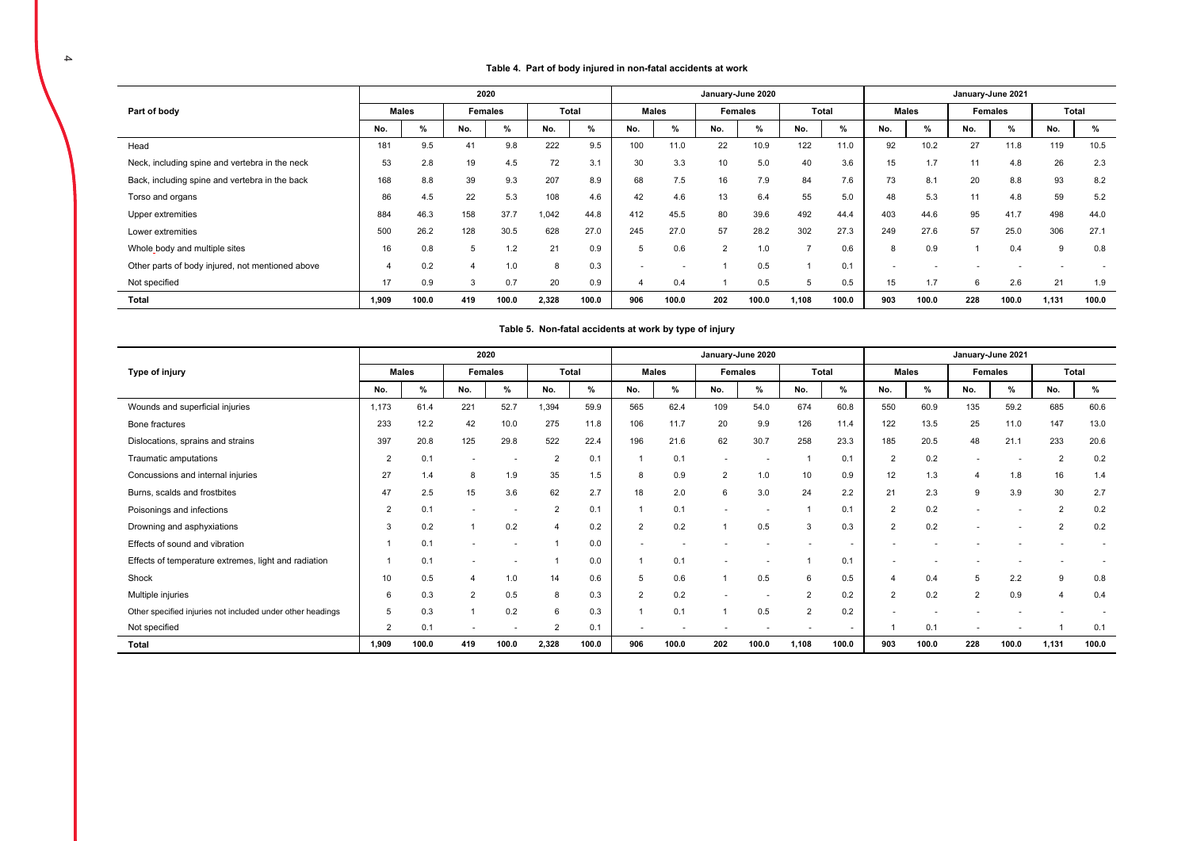**Table 4. Part of body injured in non-fatal accidents at work**

| Part of body | 2020 | | | | | | January-June 2020 | | | | | | January-June 2021 | | | | | |
|---|---|---|---|---|---|---|---|---|---|---|---|---|---|---|---|---|---|---|
| | Males | | Females | | Total | | Males | | Females | | Total | | Males | | Females | | Total | |
| | No. | % | No. | % | No. | % | No. | % | No. | % | No. | % | No. | % | No. | % | No. | % |
| Head | 181 | 9.5 | 41 | 9.8 | 222 | 9.5 | 100 | 11.0 | 22 | 10.9 | 122 | 11.0 | 92 | 10.2 | 27 | 11.8 | 119 | 10.5 |
| Neck, including spine and vertebra in the neck | 53 | 2.8 | 19 | 4.5 | 72 | 3.1 | 30 | 3.3 | 10 | 5.0 | 40 | 3.6 | 15 | 1.7 | 11 | 4.8 | 26 | 2.3 |
| Back, including spine and vertebra in the back | 168 | 8.8 | 39 | 9.3 | 207 | 8.9 | 68 | 7.5 | 16 | 7.9 | 84 | 7.6 | 73 | 8.1 | 20 | 8.8 | 93 | 8.2 |
| Torso and organs | 86 | 4.5 | 22 | 5.3 | 108 | 4.6 | 42 | 4.6 | 13 | 6.4 | 55 | 5.0 | 48 | 5.3 | 11 | 4.8 | 59 | 5.2 |
| Upper extremities | 884 | 46.3 | 158 | 37.7 | 1,042 | 44.8 | 412 | 45.5 | 80 | 39.6 | 492 | 44.4 | 403 | 44.6 | 95 | 41.7 | 498 | 44.0 |
| Lower extremities | 500 | 26.2 | 128 | 30.5 | 628 | 27.0 | 245 | 27.0 | 57 | 28.2 | 302 | 27.3 | 249 | 27.6 | 57 | 25.0 | 306 | 27.1 |
| Whole body and multiple sites | 16 | 0.8 | 5 | 1.2 | 21 | 0.9 | 5 | 0.6 | 2 | 1.0 | 7 | 0.6 | 8 | 0.9 | 1 | 0.4 | 9 | 0.8 |
| Other parts of body injured, not mentioned above | 4 | 0.2 | 4 | 1.0 | 8 | 0.3 | - | - | 1 | 0.5 | 1 | 0.1 | - | - | - | - | - | - |
| Not specified | 17 | 0.9 | 3 | 0.7 | 20 | 0.9 | 4 | 0.4 | 1 | 0.5 | 5 | 0.5 | 15 | 1.7 | 6 | 2.6 | 21 | 1.9 |
| **Total** | **1,909** | **100.0** | **419** | **100.0** | **2,328** | **100.0** | **906** | **100.0** | **202** | **100.0** | **1,108** | **100.0** | **903** | **100.0** | **228** | **100.0** | **1,131** | **100.0** |

**Table 5. Non-fatal accidents at work by type of injury**

| Type of injury | 2020 | | | | | | January-June 2020 | | | | | | January-June 2021 | | | | | |
|---|---|---|---|---|---|---|---|---|---|---|---|---|---|---|---|---|---|---|
| | Males | | Females | | Total | | Males | | Females | | Total | | Males | | Females | | Total | |
| | No. | % | No. | % | No. | % | No. | % | No. | % | No. | % | No. | % | No. | % | No. | % |
| Wounds and superficial injuries | 1,173 | 61.4 | 221 | 52.7 | 1,394 | 59.9 | 565 | 62.4 | 109 | 54.0 | 674 | 60.8 | 550 | 60.9 | 135 | 59.2 | 685 | 60.6 |
| Bone fractures | 233 | 12.2 | 42 | 10.0 | 275 | 11.8 | 106 | 11.7 | 20 | 9.9 | 126 | 11.4 | 122 | 13.5 | 25 | 11.0 | 147 | 13.0 |
| Dislocations, sprains and strains | 397 | 20.8 | 125 | 29.8 | 522 | 22.4 | 196 | 21.6 | 62 | 30.7 | 258 | 23.3 | 185 | 20.5 | 48 | 21.1 | 233 | 20.6 |
| Traumatic amputations | 2 | 0.1 | - | - | 2 | 0.1 | 1 | 0.1 | - | - | 1 | 0.1 | 2 | 0.2 | - | - | 2 | 0.2 |
| Concussions and internal injuries | 27 | 1.4 | 8 | 1.9 | 35 | 1.5 | 8 | 0.9 | 2 | 1.0 | 10 | 0.9 | 12 | 1.3 | 4 | 1.8 | 16 | 1.4 |
| Burns, scalds and frostbites | 47 | 2.5 | 15 | 3.6 | 62 | 2.7 | 18 | 2.0 | 6 | 3.0 | 24 | 2.2 | 21 | 2.3 | 9 | 3.9 | 30 | 2.7 |
| Poisonings and infections | 2 | 0.1 | - | - | 2 | 0.1 | 1 | 0.1 | - | - | 1 | 0.1 | 2 | 0.2 | - | - | 2 | 0.2 |
| Drowning and asphyxiations | 3 | 0.2 | 1 | 0.2 | 4 | 0.2 | 2 | 0.2 | 1 | 0.5 | 3 | 0.3 | 2 | 0.2 | - | - | 2 | 0.2 |
| Effects of sound and vibration | 1 | 0.1 | - | - | 1 | 0.0 | - | - | - | - | - | - | - | - | - | - | - | - |
| Effects of temperature extremes, light and radiation | 1 | 0.1 | - | - | 1 | 0.0 | 1 | 0.1 | - | - | 1 | 0.1 | - | - | - | - | - | - |
| Shock | 10 | 0.5 | 4 | 1.0 | 14 | 0.6 | 5 | 0.6 | 1 | 0.5 | 6 | 0.5 | 4 | 0.4 | 5 | 2.2 | 9 | 0.8 |
| Multiple injuries | 6 | 0.3 | 2 | 0.5 | 8 | 0.3 | 2 | 0.2 | - | - | 2 | 0.2 | 2 | 0.2 | 2 | 0.9 | 4 | 0.4 |
| Other specified injuries not included under other headings | 5 | 0.3 | 1 | 0.2 | 6 | 0.3 | 1 | 0.1 | 1 | 0.5 | 2 | 0.2 | - | - | - | - | - | - |
| Not specified | 2 | 0.1 | - | - | 2 | 0.1 | - | - | - | - | - | - | 1 | 0.1 | - | - | 1 | 0.1 |
| **Total** | **1,909** | **100.0** | **419** | **100.0** | **2,328** | **100.0** | **906** | **100.0** | **202** | **100.0** | **1,108** | **100.0** | **903** | **100.0** | **228** | **100.0** | **1,131** | **100.0** |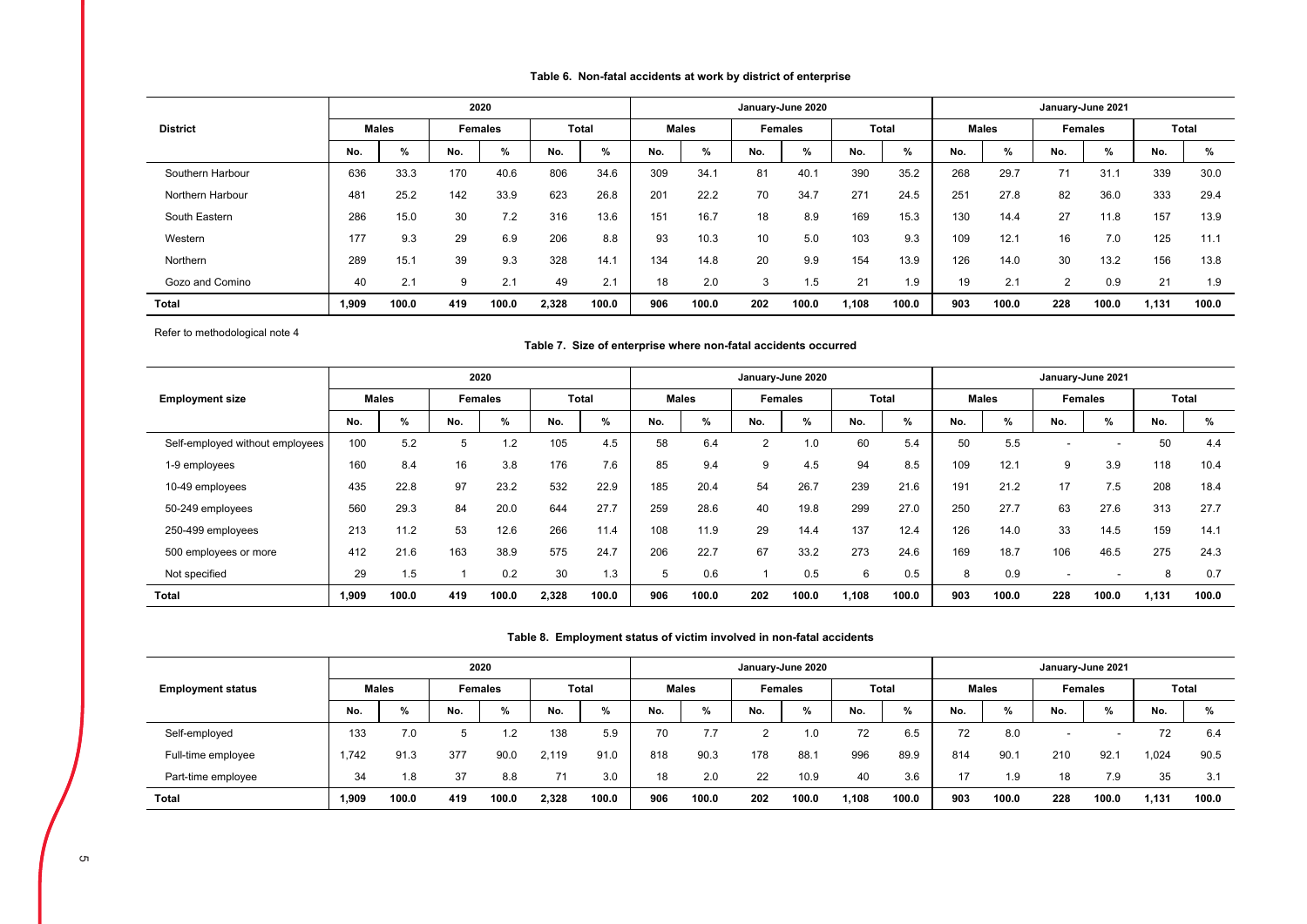**Table 6. Non-fatal accidents at work by district of enterprise**

| District | 2020 | | | | | | January-June 2020 | | | | | | January-June 2021 | | | | | |
|---|---|---|---|---|---|---|---|---|---|---|---|---|---|---|---|---|---|---|
| | Males | | Females | | Total | | Males | | Females | | Total | | Males | | Females | | Total | |
| | No. | % | No. | % | No. | % | No. | % | No. | % | No. | % | No. | % | No. | % | No. | % |
| Southern Harbour | 636 | 33.3 | 170 | 40.6 | 806 | 34.6 | 309 | 34.1 | 81 | 40.1 | 390 | 35.2 | 268 | 29.7 | 71 | 31.1 | 339 | 30.0 |
| Northern Harbour | 481 | 25.2 | 142 | 33.9 | 623 | 26.8 | 201 | 22.2 | 70 | 34.7 | 271 | 24.5 | 251 | 27.8 | 82 | 36.0 | 333 | 29.4 |
| South Eastern | 286 | 15.0 | 30 | 7.2 | 316 | 13.6 | 151 | 16.7 | 18 | 8.9 | 169 | 15.3 | 130 | 14.4 | 27 | 11.8 | 157 | 13.9 |
| Western | 177 | 9.3 | 29 | 6.9 | 206 | 8.8 | 93 | 10.3 | 10 | 5.0 | 103 | 9.3 | 109 | 12.1 | 16 | 7.0 | 125 | 11.1 |
| Northern | 289 | 15.1 | 39 | 9.3 | 328 | 14.1 | 134 | 14.8 | 20 | 9.9 | 154 | 13.9 | 126 | 14.0 | 30 | 13.2 | 156 | 13.8 |
| Gozo and Comino | 40 | 2.1 | 9 | 2.1 | 49 | 2.1 | 18 | 2.0 | 3 | 1.5 | 21 | 1.9 | 19 | 2.1 | 2 | 0.9 | 21 | 1.9 |
| **Total** | **1,909** | **100.0** | **419** | **100.0** | **2,328** | **100.0** | **906** | **100.0** | **202** | **100.0** | **1,108** | **100.0** | **903** | **100.0** | **228** | **100.0** | **1,131** | **100.0** |

Refer to methodological note 4

**Table 7. Size of enterprise where non-fatal accidents occurred**

| Employment size | 2020 | | | | | | January-June 2020 | | | | | | January-June 2021 | | | | | |
|---|---|---|---|---|---|---|---|---|---|---|---|---|---|---|---|---|---|---|
| | Males | | Females | | Total | | Males | | Females | | Total | | Males | | Females | | Total | |
| | No. | % | No. | % | No. | % | No. | % | No. | % | No. | % | No. | % | No. | % | No. | % |
| Self-employed without employees | 100 | 5.2 | 5 | 1.2 | 105 | 4.5 | 58 | 6.4 | 2 | 1.0 | 60 | 5.4 | 50 | 5.5 | - | - | 50 | 4.4 |
| 1-9 employees | 160 | 8.4 | 16 | 3.8 | 176 | 7.6 | 85 | 9.4 | 9 | 4.5 | 94 | 8.5 | 109 | 12.1 | 9 | 3.9 | 118 | 10.4 |
| 10-49 employees | 435 | 22.8 | 97 | 23.2 | 532 | 22.9 | 185 | 20.4 | 54 | 26.7 | 239 | 21.6 | 191 | 21.2 | 17 | 7.5 | 208 | 18.4 |
| 50-249 employees | 560 | 29.3 | 84 | 20.0 | 644 | 27.7 | 259 | 28.6 | 40 | 19.8 | 299 | 27.0 | 250 | 27.7 | 63 | 27.6 | 313 | 27.7 |
| 250-499 employees | 213 | 11.2 | 53 | 12.6 | 266 | 11.4 | 108 | 11.9 | 29 | 14.4 | 137 | 12.4 | 126 | 14.0 | 33 | 14.5 | 159 | 14.1 |
| 500 employees or more | 412 | 21.6 | 163 | 38.9 | 575 | 24.7 | 206 | 22.7 | 67 | 33.2 | 273 | 24.6 | 169 | 18.7 | 106 | 46.5 | 275 | 24.3 |
| Not specified | 29 | 1.5 | 1 | 0.2 | 30 | 1.3 | 5 | 0.6 | 1 | 0.5 | 6 | 0.5 | 8 | 0.9 | - | - | 8 | 0.7 |
| **Total** | **1,909** | **100.0** | **419** | **100.0** | **2,328** | **100.0** | **906** | **100.0** | **202** | **100.0** | **1,108** | **100.0** | **903** | **100.0** | **228** | **100.0** | **1,131** | **100.0** |

**Table 8. Employment status of victim involved in non-fatal accidents**

| Employment status | 2020 | | | | | | January-June 2020 | | | | | | January-June 2021 | | | | | |
|---|---|---|---|---|---|---|---|---|---|---|---|---|---|---|---|---|---|---|
| | Males | | Females | | Total | | Males | | Females | | Total | | Males | | Females | | Total | |
| | No. | % | No. | % | No. | % | No. | % | No. | % | No. | % | No. | % | No. | % | No. | % |
| Self-employed | 133 | 7.0 | 5 | 1.2 | 138 | 5.9 | 70 | 7.7 | 2 | 1.0 | 72 | 6.5 | 72 | 8.0 | - | - | 72 | 6.4 |
| Full-time employee | 1,742 | 91.3 | 377 | 90.0 | 2,119 | 91.0 | 818 | 90.3 | 178 | 88.1 | 996 | 89.9 | 814 | 90.1 | 210 | 92.1 | 1,024 | 90.5 |
| Part-time employee | 34 | 1.8 | 37 | 8.8 | 71 | 3.0 | 18 | 2.0 | 22 | 10.9 | 40 | 3.6 | 17 | 1.9 | 18 | 7.9 | 35 | 3.1 |
| **Total** | **1,909** | **100.0** | **419** | **100.0** | **2,328** | **100.0** | **906** | **100.0** | **202** | **100.0** | **1,108** | **100.0** | **903** | **100.0** | **228** | **100.0** | **1,131** | **100.0** |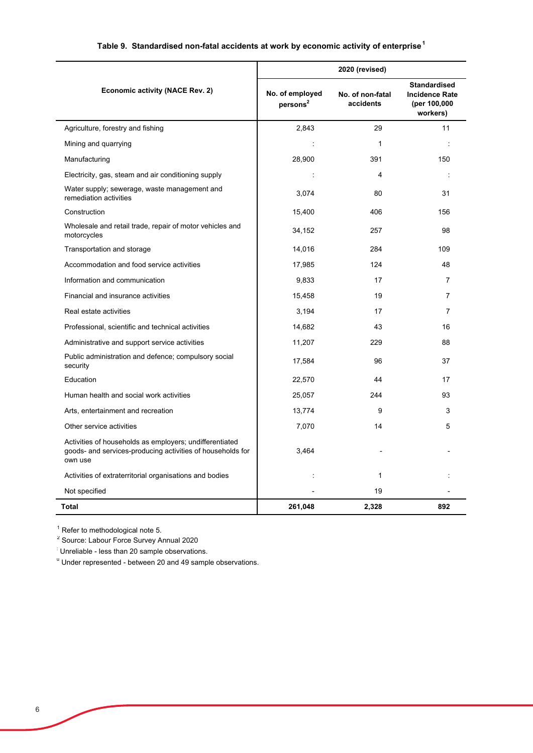**Table 9. Standardised non-fatal accidents at work by economic activity of enterprise[1]**

| Economic activity (NACE Rev. 2) | 2020 (revised) | | |
|---|---|---|---|
| | No. of employed persons[2] | No. of non-fatal accidents | Standardised Incidence Rate (per 100,000 workers) |
| Agriculture, forestry and fishing | 2,843 | 29 | 11 |
| Mining and quarrying | : | 1 | : |
| Manufacturing | 28,900 | 391 | 150 |
| Electricity, gas, steam and air conditioning supply | : | 4 | : |
| Water supply; sewerage, waste management and remediation activities | 3,074 | 80 | 31 |
| Construction | 15,400 | 406 | 156 |
| Wholesale and retail trade, repair of motor vehicles and motorcycles | 34,152 | 257 | 98 |
| Transportation and storage | 14,016 | 284 | 109 |
| Accommodation and food service activities | 17,985 | 124 | 48 |
| Information and communication | 9,833 | 17 | 7 |
| Financial and insurance activities | 15,458 | 19 | 7 |
| Real estate activities | 3,194 | 17 | 7 |
| Professional, scientific and technical activities | 14,682 | 43 | 16 |
| Administrative and support service activities | 11,207 | 229 | 88 |
| Public administration and defence; compulsory social security | 17,584 | 96 | 37 |
| Education | 22,570 | 44 | 17 |
| Human health and social work activities | 25,057 | 244 | 93 |
| Arts, entertainment and recreation | 13,774 | 9 | 3 |
| Other service activities | 7,070 | 14 | 5 |
| Activities of households as employers; undifferentiated goods- and services-producing activities of households for own use | 3,464 | - | - |
| Activities of extraterritorial organisations and bodies | : | 1 | : |
| Not specified | - | 19 | - |
| **Total** | **261,048** | **2,328** | **892** |

[1] Refer to methodological note 5.
[2] Source: Labour Force Survey Annual 2020
[:] Unreliable - less than 20 sample observations.
[u] Under represented - between 20 and 49 sample observations.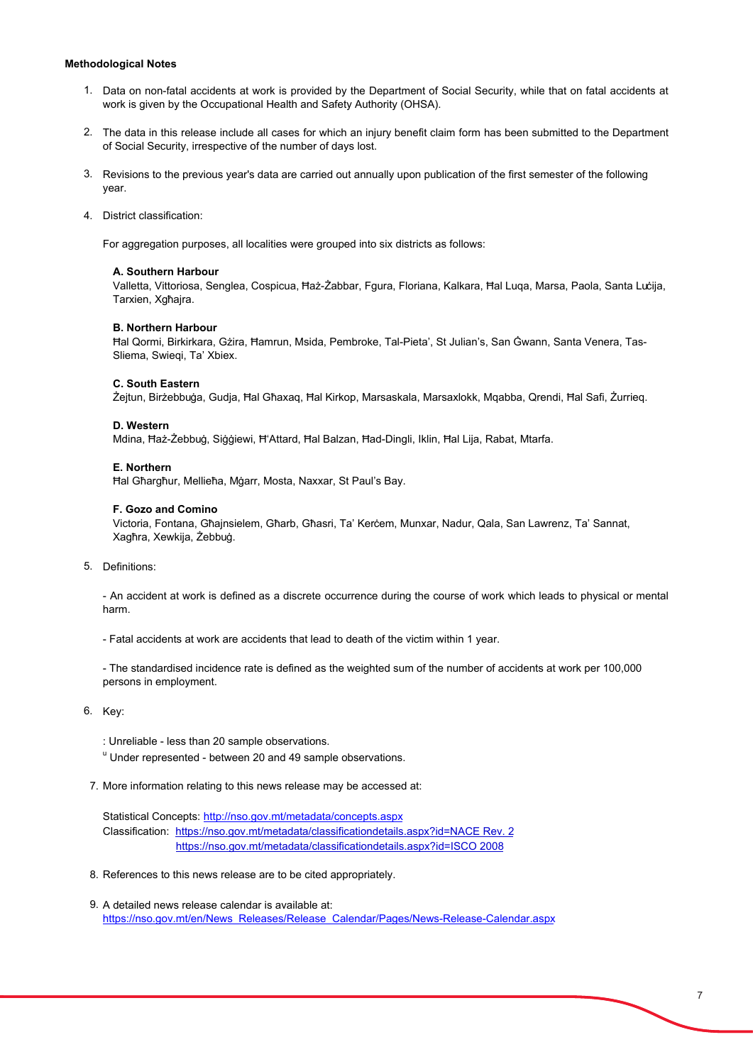**Methodological Notes**

1. Data on non-fatal accidents at work is provided by the Department of Social Security, while that on fatal accidents at work is given by the Occupational Health and Safety Authority (OHSA).

2. The data in this release include all cases for which an injury benefit claim form has been submitted to the Department of Social Security, irrespective of the number of days lost.

3. Revisions to the previous year's data are carried out annually upon publication of the first semester of the following year.

4. District classification:

   For aggregation purposes, all localities were grouped into six districts as follows:

   **A. Southern Harbour**
   Valletta, Vittoriosa, Senglea, Cospicua, Ħaż-Żabbar, Fgura, Floriana, Kalkara, Ħal Luqa, Marsa, Paola, Santa Luċija, Tarxien, Xgħajra.

   **B. Northern Harbour**
   Ħal Qormi, Birkirkara, Gżira, Ħamrun, Msida, Pembroke, Tal-Pieta', St Julian's, San Ġwann, Santa Venera, Tas-Sliema, Swieqi, Ta' Xbiex.

   **C. South Eastern**
   Żejtun, Birżebbuġa, Gudja, Ħal Għaxaq, Ħal Kirkop, Marsaskala, Marsaxlokk, Mqabba, Qrendi, Ħal Safi, Żurrieq.

   **D. Western**
   Mdina, Ħaż-Żebbuġ, Siġġiewi, Ħ'Attard, Ħal Balzan, Ħad-Dingli, Iklin, Ħal Lija, Rabat, Mtarfa.

   **E. Northern**
   Ħal Għargħur, Mellieħa, Mġarr, Mosta, Naxxar, St Paul's Bay.

   **F. Gozo and Comino**
   Victoria, Fontana, Għajnsielem, Għarb, Għasri, Ta' Kerċem, Munxar, Nadur, Qala, San Lawrenz, Ta' Sannat, Xagħra, Xewkija, Żebbuġ.

5. Definitions:

   - An accident at work is defined as a discrete occurrence during the course of work which leads to physical or mental harm.

   - Fatal accidents at work are accidents that lead to death of the victim within 1 year.

   - The standardised incidence rate is defined as the weighted sum of the number of accidents at work per 100,000 persons in employment.

6. Key:

   : Unreliable - less than 20 sample observations.
   [u] Under represented - between 20 and 49 sample observations.

7. More information relating to this news release may be accessed at:

   Statistical Concepts: http://nso.gov.mt/metadata/concepts.aspx
   Classification: https://nso.gov.mt/metadata/classificationdetails.aspx?id=NACE Rev. 2
   https://nso.gov.mt/metadata/classificationdetails.aspx?id=ISCO 2008

8. References to this news release are to be cited appropriately.

9. A detailed news release calendar is available at:
   https://nso.gov.mt/en/News_Releases/Release_Calendar/Pages/News-Release-Calendar.aspx